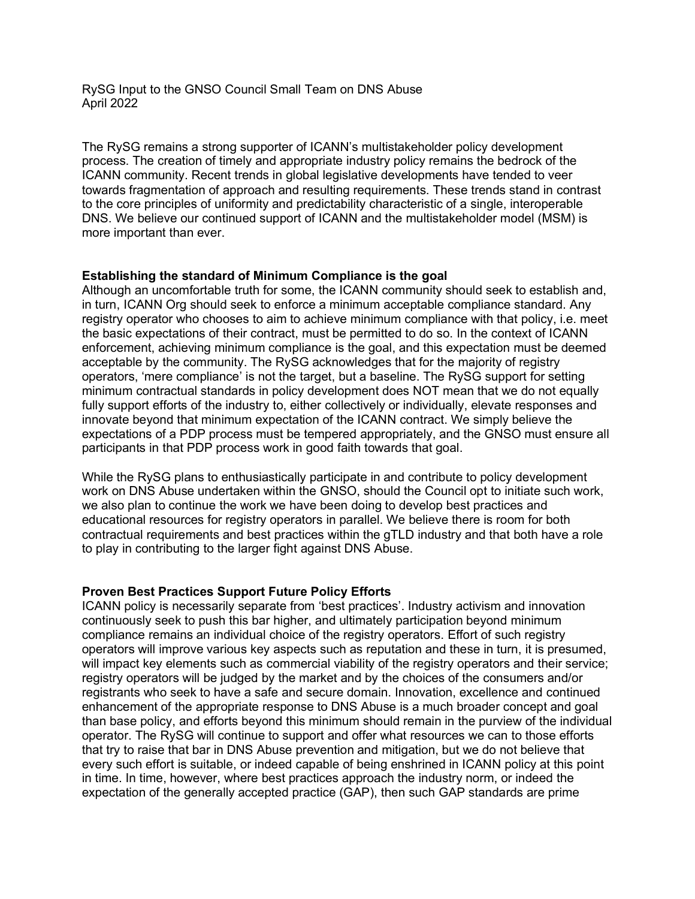RySG Input to the GNSO Council Small Team on DNS Abuse
April 2022

The RySG remains a strong supporter of ICANN's multistakeholder policy development process. The creation of timely and appropriate industry policy remains the bedrock of the ICANN community. Recent trends in global legislative developments have tended to veer towards fragmentation of approach and resulting requirements. These trends stand in contrast to the core principles of uniformity and predictability characteristic of a single, interoperable DNS. We believe our continued support of ICANN and the multistakeholder model (MSM) is more important than ever.

**Establishing the standard of Minimum Compliance is the goal**

Although an uncomfortable truth for some, the ICANN community should seek to establish and, in turn, ICANN Org should seek to enforce a minimum acceptable compliance standard. Any registry operator who chooses to aim to achieve minimum compliance with that policy, i.e. meet the basic expectations of their contract, must be permitted to do so. In the context of ICANN enforcement, achieving minimum compliance is the goal, and this expectation must be deemed acceptable by the community. The RySG acknowledges that for the majority of registry operators, 'mere compliance' is not the target, but a baseline. The RySG support for setting minimum contractual standards in policy development does NOT mean that we do not equally fully support efforts of the industry to, either collectively or individually, elevate responses and innovate beyond that minimum expectation of the ICANN contract. We simply believe the expectations of a PDP process must be tempered appropriately, and the GNSO must ensure all participants in that PDP process work in good faith towards that goal.

While the RySG plans to enthusiastically participate in and contribute to policy development work on DNS Abuse undertaken within the GNSO, should the Council opt to initiate such work, we also plan to continue the work we have been doing to develop best practices and educational resources for registry operators in parallel. We believe there is room for both contractual requirements and best practices within the gTLD industry and that both have a role to play in contributing to the larger fight against DNS Abuse.

**Proven Best Practices Support Future Policy Efforts**

ICANN policy is necessarily separate from 'best practices'. Industry activism and innovation continuously seek to push this bar higher, and ultimately participation beyond minimum compliance remains an individual choice of the registry operators. Effort of such registry operators will improve various key aspects such as reputation and these in turn, it is presumed, will impact key elements such as commercial viability of the registry operators and their service; registry operators will be judged by the market and by the choices of the consumers and/or registrants who seek to have a safe and secure domain. Innovation, excellence and continued enhancement of the appropriate response to DNS Abuse is a much broader concept and goal than base policy, and efforts beyond this minimum should remain in the purview of the individual operator. The RySG will continue to support and offer what resources we can to those efforts that try to raise that bar in DNS Abuse prevention and mitigation, but we do not believe that every such effort is suitable, or indeed capable of being enshrined in ICANN policy at this point in time. In time, however, where best practices approach the industry norm, or indeed the expectation of the generally accepted practice (GAP), then such GAP standards are prime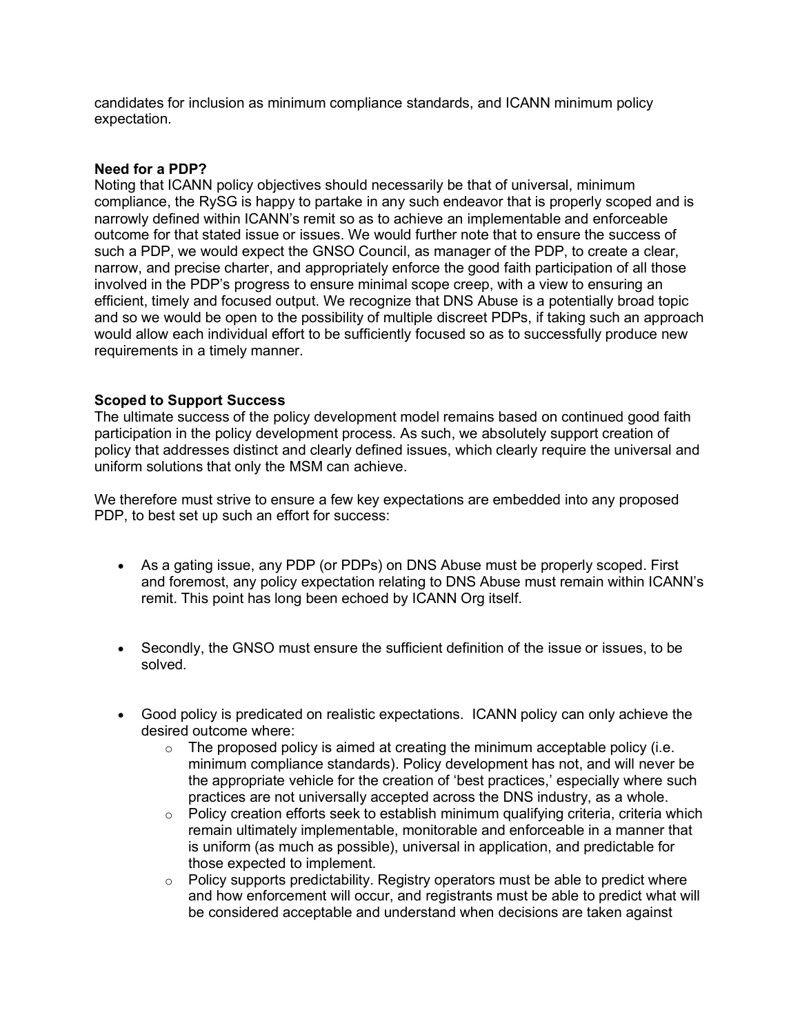candidates for inclusion as minimum compliance standards, and ICANN minimum policy expectation.

**Need for a PDP?**

Noting that ICANN policy objectives should necessarily be that of universal, minimum compliance, the RySG is happy to partake in any such endeavor that is properly scoped and is narrowly defined within ICANN's remit so as to achieve an implementable and enforceable outcome for that stated issue or issues. We would further note that to ensure the success of such a PDP, we would expect the GNSO Council, as manager of the PDP, to create a clear, narrow, and precise charter, and appropriately enforce the good faith participation of all those involved in the PDP's progress to ensure minimal scope creep, with a view to ensuring an efficient, timely and focused output. We recognize that DNS Abuse is a potentially broad topic and so we would be open to the possibility of multiple discreet PDPs, if taking such an approach would allow each individual effort to be sufficiently focused so as to successfully produce new requirements in a timely manner.

**Scoped to Support Success**

The ultimate success of the policy development model remains based on continued good faith participation in the policy development process. As such, we absolutely support creation of policy that addresses distinct and clearly defined issues, which clearly require the universal and uniform solutions that only the MSM can achieve.

We therefore must strive to ensure a few key expectations are embedded into any proposed PDP, to best set up such an effort for success:

- As a gating issue, any PDP (or PDPs) on DNS Abuse must be properly scoped. First and foremost, any policy expectation relating to DNS Abuse must remain within ICANN's remit. This point has long been echoed by ICANN Org itself.
- Secondly, the GNSO must ensure the sufficient definition of the issue or issues, to be solved.
- Good policy is predicated on realistic expectations. ICANN policy can only achieve the desired outcome where:
    - The proposed policy is aimed at creating the minimum acceptable policy (i.e. minimum compliance standards). Policy development has not, and will never be the appropriate vehicle for the creation of 'best practices,' especially where such practices are not universally accepted across the DNS industry, as a whole.
    - Policy creation efforts seek to establish minimum qualifying criteria, criteria which remain ultimately implementable, monitorable and enforceable in a manner that is uniform (as much as possible), universal in application, and predictable for those expected to implement.
    - Policy supports predictability. Registry operators must be able to predict where and how enforcement will occur, and registrants must be able to predict what will be considered acceptable and understand when decisions are taken against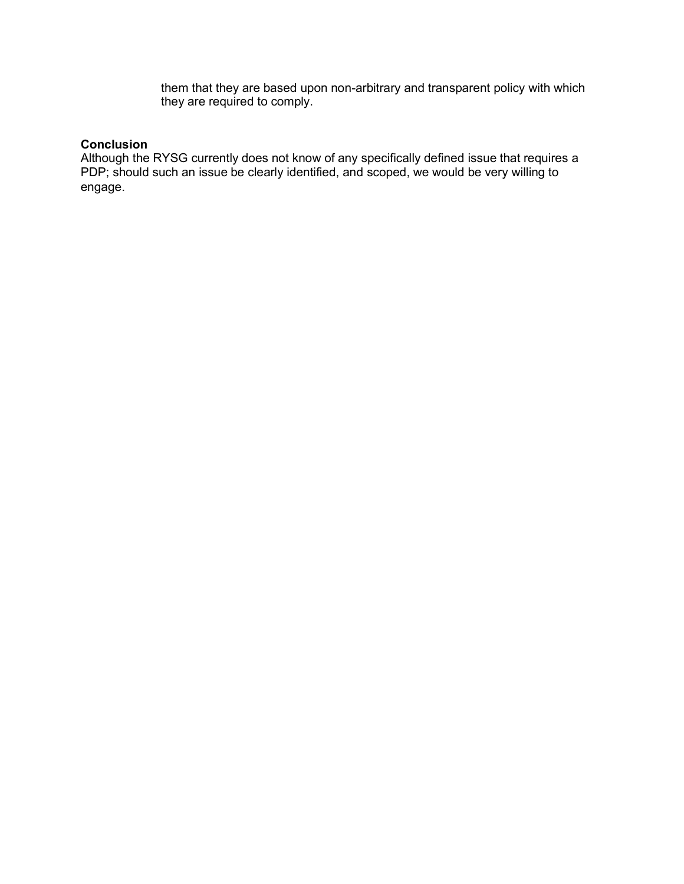them that they are based upon non-arbitrary and transparent policy with which they are required to comply.

**Conclusion**

Although the RYSG currently does not know of any specifically defined issue that requires a PDP; should such an issue be clearly identified, and scoped, we would be very willing to engage.